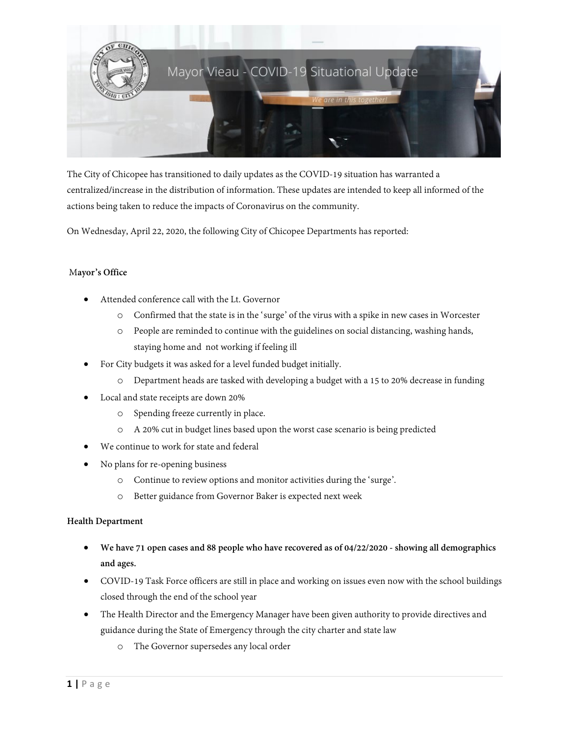# Mayor Vieau - COVID-19 Situational Update

*We are in this together!*

The City of Chicopee has transitioned to daily updates as the COVID-19 situation has warranted a centralized/increase in the distribution of information. These updates are intended to keep all informed of the actions being taken to reduce the impacts of Coronavirus on the community.

On Wednesday, April 22, 2020, the following City of Chicopee Departments has reported:

**Mayor's Office**

- Attended conference call with the Lt. Governor
  - Confirmed that the state is in the 'surge' of the virus with a spike in new cases in Worcester
  - People are reminded to continue with the guidelines on social distancing, washing hands, staying home and not working if feeling ill
- For City budgets it was asked for a level funded budget initially.
  - Department heads are tasked with developing a budget with a 15 to 20% decrease in funding
- Local and state receipts are down 20%
  - Spending freeze currently in place.
  - A 20% cut in budget lines based upon the worst case scenario is being predicted
- We continue to work for state and federal
- No plans for re-opening business
  - Continue to review options and monitor activities during the 'surge'.
  - Better guidance from Governor Baker is expected next week

**Health Department**

- **We have 71 open cases and 88 people who have recovered as of 04/22/2020 - showing all demographics and ages.**
- COVID-19 Task Force officers are still in place and working on issues even now with the school buildings closed through the end of the school year
- The Health Director and the Emergency Manager have been given authority to provide directives and guidance during the State of Emergency through the city charter and state law
  - The Governor supersedes any local order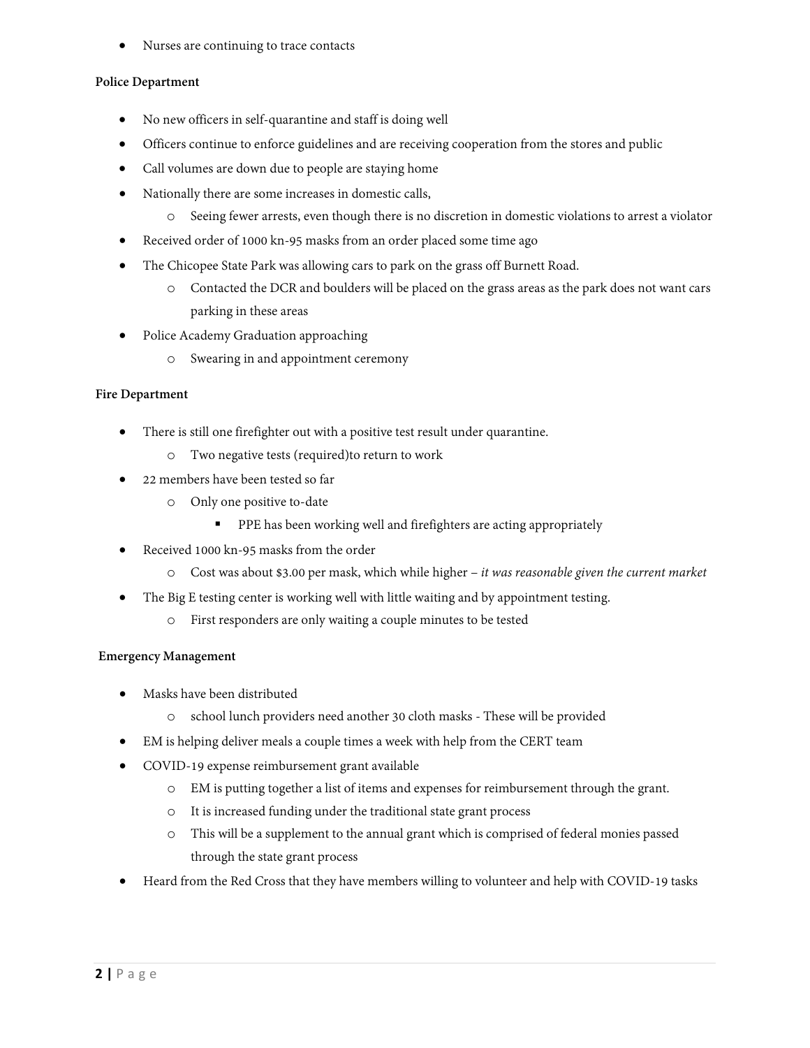- Nurses are continuing to trace contacts

**Police Department**

- No new officers in self-quarantine and staff is doing well
- Officers continue to enforce guidelines and are receiving cooperation from the stores and public
- Call volumes are down due to people are staying home
- Nationally there are some increases in domestic calls,
  - Seeing fewer arrests, even though there is no discretion in domestic violations to arrest a violator
- Received order of 1000 kn-95 masks from an order placed some time ago
- The Chicopee State Park was allowing cars to park on the grass off Burnett Road.
  - Contacted the DCR and boulders will be placed on the grass areas as the park does not want cars parking in these areas
- Police Academy Graduation approaching
  - Swearing in and appointment ceremony

**Fire Department**

- There is still one firefighter out with a positive test result under quarantine.
  - Two negative tests (required)to return to work
- 22 members have been tested so far
  - Only one positive to-date
    - PPE has been working well and firefighters are acting appropriately
- Received 1000 kn-95 masks from the order
  - Cost was about $3.00 per mask, which while higher – *it was reasonable given the current market*
- The Big E testing center is working well with little waiting and by appointment testing.
  - First responders are only waiting a couple minutes to be tested

**Emergency Management**

- Masks have been distributed
  - school lunch providers need another 30 cloth masks - These will be provided
- EM is helping deliver meals a couple times a week with help from the CERT team
- COVID-19 expense reimbursement grant available
  - EM is putting together a list of items and expenses for reimbursement through the grant.
  - It is increased funding under the traditional state grant process
  - This will be a supplement to the annual grant which is comprised of federal monies passed through the state grant process
- Heard from the Red Cross that they have members willing to volunteer and help with COVID-19 tasks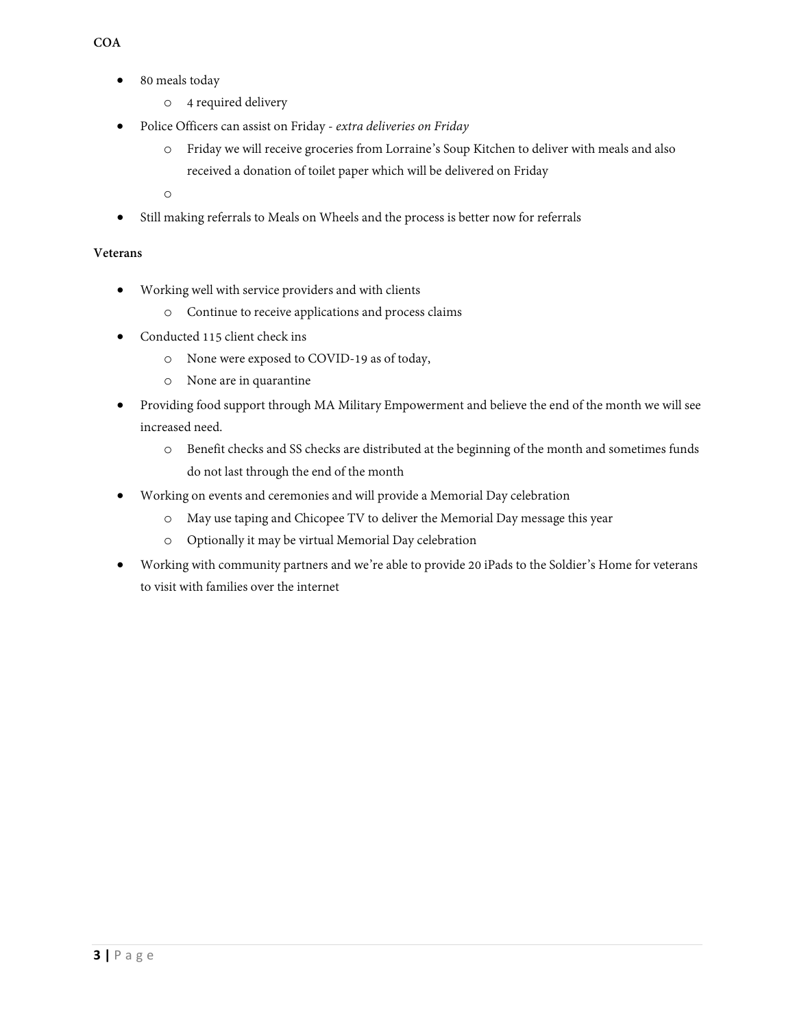**COA**

- 80 meals today
  - 4 required delivery
- Police Officers can assist on Friday - *extra deliveries on Friday*
  - Friday we will receive groceries from Lorraine's Soup Kitchen to deliver with meals and also received a donation of toilet paper which will be delivered on Friday
  - 
- Still making referrals to Meals on Wheels and the process is better now for referrals

**Veterans**

- Working well with service providers and with clients
  - Continue to receive applications and process claims
- Conducted 115 client check ins
  - None were exposed to COVID-19 as of today,
  - None are in quarantine
- Providing food support through MA Military Empowerment and believe the end of the month we will see increased need.
  - Benefit checks and SS checks are distributed at the beginning of the month and sometimes funds do not last through the end of the month
- Working on events and ceremonies and will provide a Memorial Day celebration
  - May use taping and Chicopee TV to deliver the Memorial Day message this year
  - Optionally it may be virtual Memorial Day celebration
- Working with community partners and we're able to provide 20 iPads to the Soldier's Home for veterans to visit with families over the internet